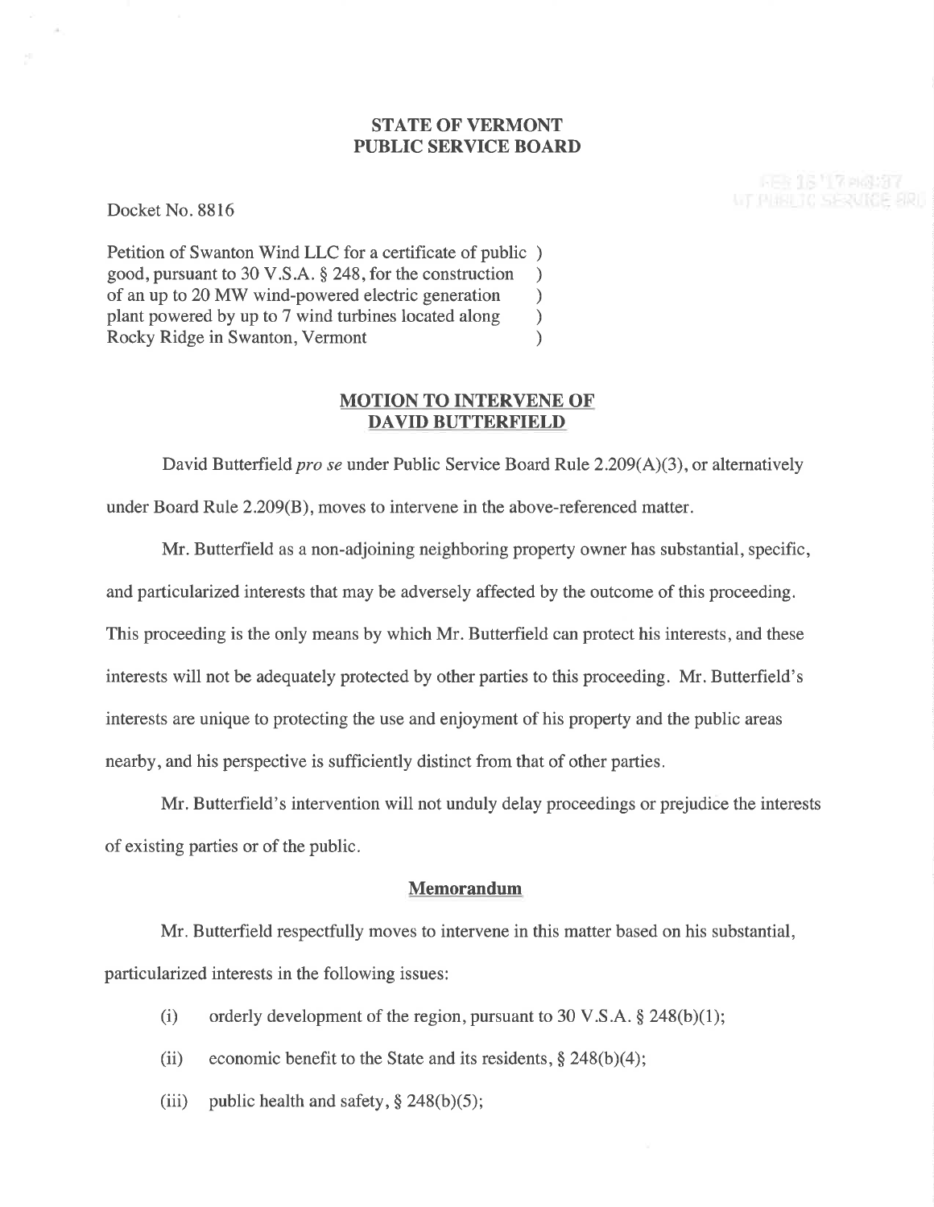**STATE OF VERMONT**
**PUBLIC SERVICE BOARD**

Docket No. 8816

Petition of Swanton Wind LLC for a certificate of public good, pursuant to 30 V.S.A. § 248, for the construction of an up to 20 MW wind-powered electric generation plant powered by up to 7 wind turbines located along Rocky Ridge in Swanton, Vermont

## MOTION TO INTERVENE OF DAVID BUTTERFIELD

David Butterfield *pro se* under Public Service Board Rule 2.209(A)(3), or alternatively under Board Rule 2.209(B), moves to intervene in the above-referenced matter.

Mr. Butterfield as a non-adjoining neighboring property owner has substantial, specific, and particularized interests that may be adversely affected by the outcome of this proceeding. This proceeding is the only means by which Mr. Butterfield can protect his interests, and these interests will not be adequately protected by other parties to this proceeding. Mr. Butterfield's interests are unique to protecting the use and enjoyment of his property and the public areas nearby, and his perspective is sufficiently distinct from that of other parties.

Mr. Butterfield's intervention will not unduly delay proceedings or prejudice the interests of existing parties or of the public.

### Memorandum

Mr. Butterfield respectfully moves to intervene in this matter based on his substantial, particularized interests in the following issues:

(i) orderly development of the region, pursuant to 30 V.S.A. § 248(b)(1);

(ii) economic benefit to the State and its residents, § 248(b)(4);

(iii) public health and safety, § 248(b)(5);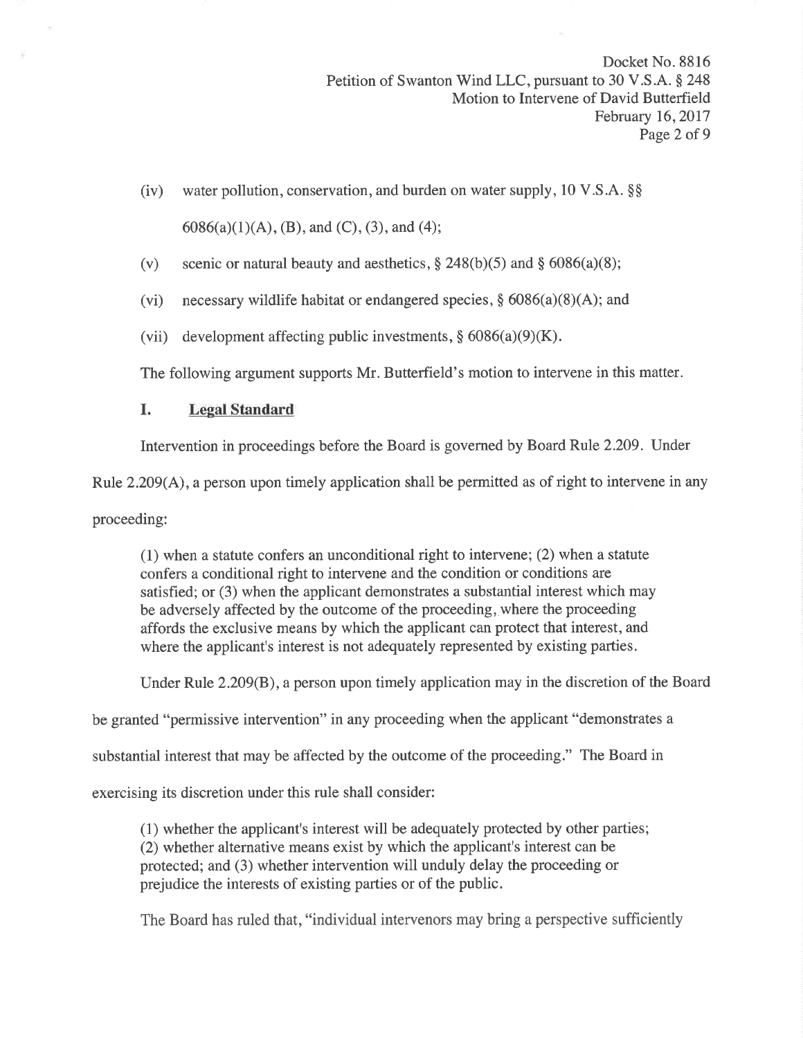(iv) water pollution, conservation, and burden on water supply, 10 V.S.A. §§ 6086(a)(1)(A), (B), and (C), (3), and (4);

(v) scenic or natural beauty and aesthetics, § 248(b)(5) and § 6086(a)(8);

(vi) necessary wildlife habitat or endangered species, § 6086(a)(8)(A); and

(vii) development affecting public investments, § 6086(a)(9)(K).

The following argument supports Mr. Butterfield's motion to intervene in this matter.

## I. Legal Standard

Intervention in proceedings before the Board is governed by Board Rule 2.209. Under Rule 2.209(A), a person upon timely application shall be permitted as of right to intervene in any proceeding:

> (1) when a statute confers an unconditional right to intervene; (2) when a statute confers a conditional right to intervene and the condition or conditions are satisfied; or (3) when the applicant demonstrates a substantial interest which may be adversely affected by the outcome of the proceeding, where the proceeding affords the exclusive means by which the applicant can protect that interest, and where the applicant's interest is not adequately represented by existing parties.

Under Rule 2.209(B), a person upon timely application may in the discretion of the Board be granted "permissive intervention" in any proceeding when the applicant "demonstrates a substantial interest that may be affected by the outcome of the proceeding." The Board in exercising its discretion under this rule shall consider:

> (1) whether the applicant's interest will be adequately protected by other parties; (2) whether alternative means exist by which the applicant's interest can be protected; and (3) whether intervention will unduly delay the proceeding or prejudice the interests of existing parties or of the public.

The Board has ruled that, "individual intervenors may bring a perspective sufficiently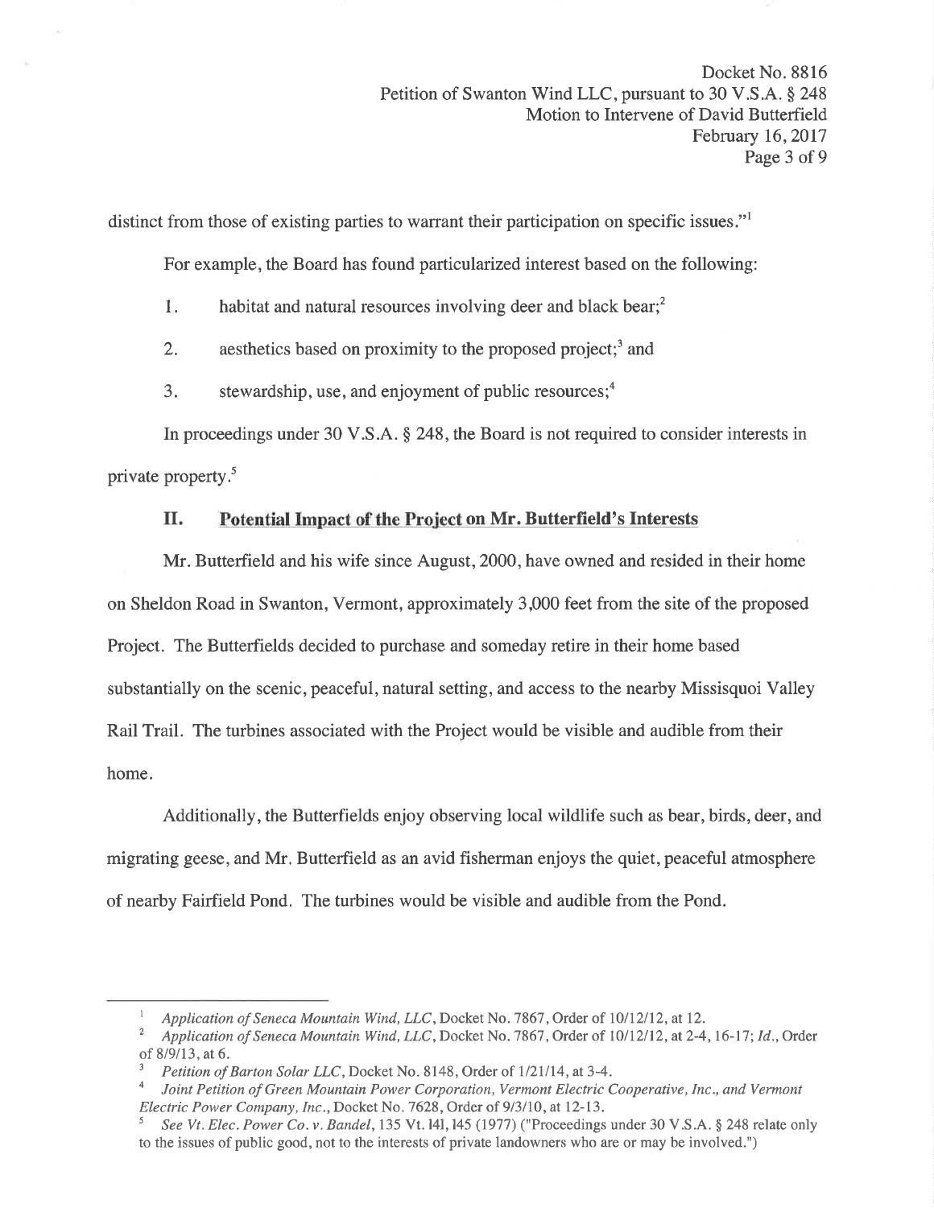distinct from those of existing parties to warrant their participation on specific issues."[1]

For example, the Board has found particularized interest based on the following:

1. habitat and natural resources involving deer and black bear;[2]

2. aesthetics based on proximity to the proposed project;[3] and

3. stewardship, use, and enjoyment of public resources;[4]

In proceedings under 30 V.S.A. § 248, the Board is not required to consider interests in private property.[5]

## II. Potential Impact of the Project on Mr. Butterfield's Interests

Mr. Butterfield and his wife since August, 2000, have owned and resided in their home on Sheldon Road in Swanton, Vermont, approximately 3,000 feet from the site of the proposed Project. The Butterfields decided to purchase and someday retire in their home based substantially on the scenic, peaceful, natural setting, and access to the nearby Missisquoi Valley Rail Trail. The turbines associated with the Project would be visible and audible from their home.

Additionally, the Butterfields enjoy observing local wildlife such as bear, birds, deer, and migrating geese, and Mr. Butterfield as an avid fisherman enjoys the quiet, peaceful atmosphere of nearby Fairfield Pond. The turbines would be visible and audible from the Pond.

---

[1] *Application of Seneca Mountain Wind, LLC*, Docket No. 7867, Order of 10/12/12, at 12.

[2] *Application of Seneca Mountain Wind, LLC*, Docket No. 7867, Order of 10/12/12, at 2-4, 16-17; *Id.*, Order of 8/9/13, at 6.

[3] *Petition of Barton Solar LLC*, Docket No. 8148, Order of 1/21/14, at 3-4.

[4] *Joint Petition of Green Mountain Power Corporation, Vermont Electric Cooperative, Inc., and Vermont Electric Power Company, Inc.*, Docket No. 7628, Order of 9/3/10, at 12-13.

[5] *See Vt. Elec. Power Co. v. Bandel*, 135 Vt. 141, 145 (1977) ("Proceedings under 30 V.S.A. § 248 relate only to the issues of public good, not to the interests of private landowners who are or may be involved.")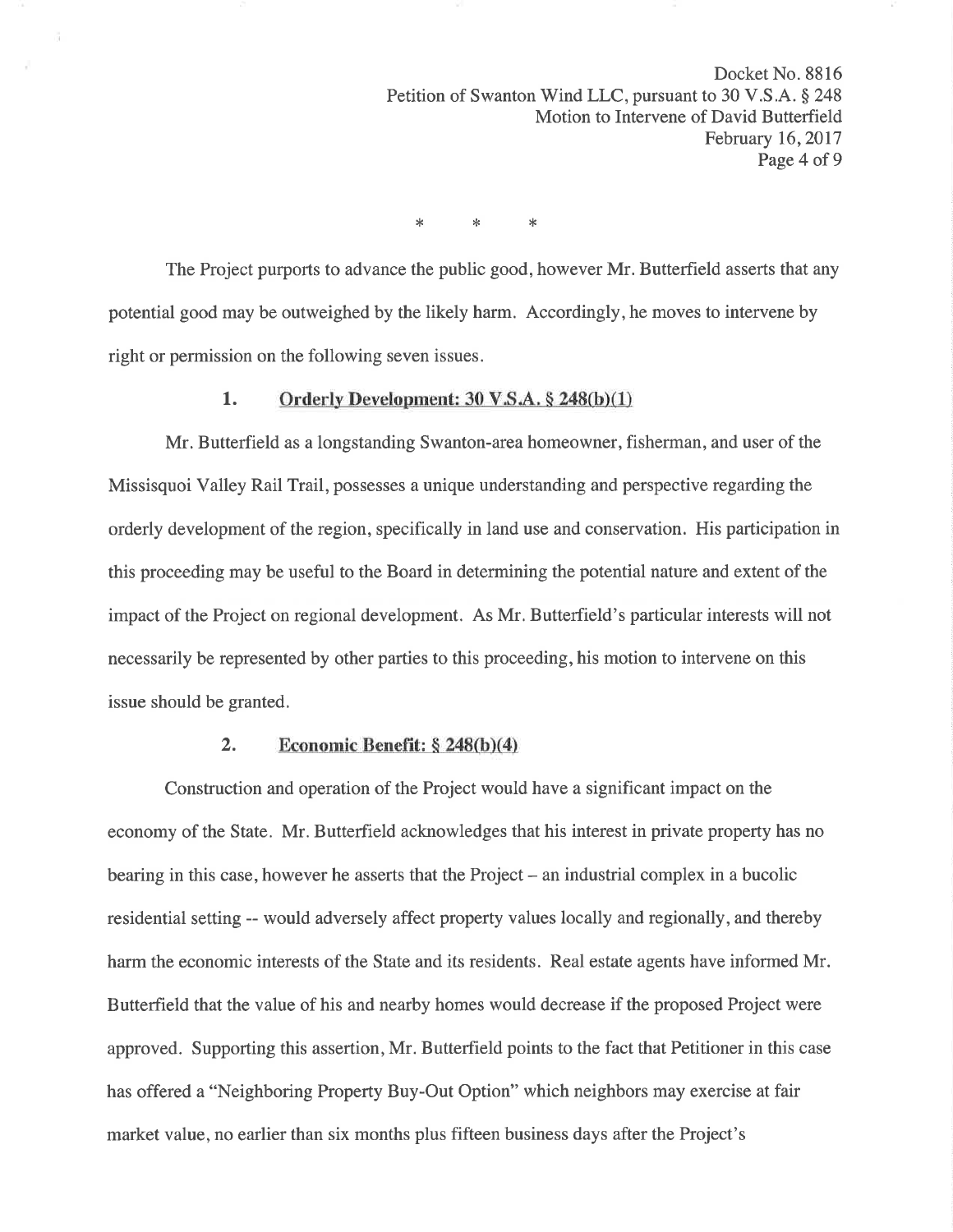\*     \*     \*

The Project purports to advance the public good, however Mr. Butterfield asserts that any potential good may be outweighed by the likely harm. Accordingly, he moves to intervene by right or permission on the following seven issues.

1. **Orderly Development: 30 V.S.A. § 248(b)(1)**

Mr. Butterfield as a longstanding Swanton-area homeowner, fisherman, and user of the Missisquoi Valley Rail Trail, possesses a unique understanding and perspective regarding the orderly development of the region, specifically in land use and conservation. His participation in this proceeding may be useful to the Board in determining the potential nature and extent of the impact of the Project on regional development. As Mr. Butterfield's particular interests will not necessarily be represented by other parties to this proceeding, his motion to intervene on this issue should be granted.

2. **Economic Benefit: § 248(b)(4)**

Construction and operation of the Project would have a significant impact on the economy of the State. Mr. Butterfield acknowledges that his interest in private property has no bearing in this case, however he asserts that the Project – an industrial complex in a bucolic residential setting -- would adversely affect property values locally and regionally, and thereby harm the economic interests of the State and its residents. Real estate agents have informed Mr. Butterfield that the value of his and nearby homes would decrease if the proposed Project were approved. Supporting this assertion, Mr. Butterfield points to the fact that Petitioner in this case has offered a "Neighboring Property Buy-Out Option" which neighbors may exercise at fair market value, no earlier than six months plus fifteen business days after the Project's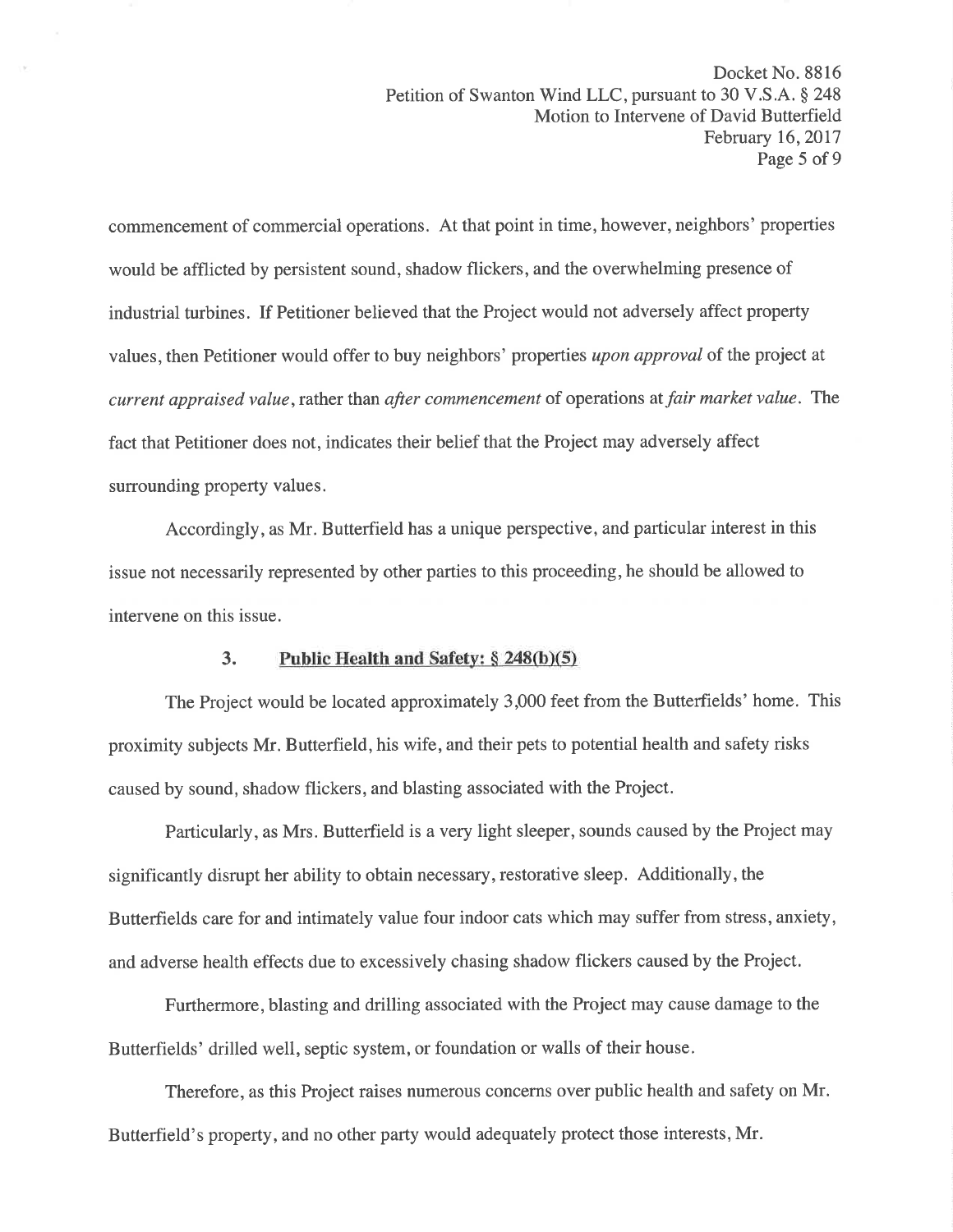commencement of commercial operations. At that point in time, however, neighbors' properties would be afflicted by persistent sound, shadow flickers, and the overwhelming presence of industrial turbines. If Petitioner believed that the Project would not adversely affect property values, then Petitioner would offer to buy neighbors' properties *upon approval* of the project at *current appraised value*, rather than *after commencement* of operations at *fair market value*. The fact that Petitioner does not, indicates their belief that the Project may adversely affect surrounding property values.

Accordingly, as Mr. Butterfield has a unique perspective, and particular interest in this issue not necessarily represented by other parties to this proceeding, he should be allowed to intervene on this issue.

### 3. **Public Health and Safety: § 248(b)(5)**

The Project would be located approximately 3,000 feet from the Butterfields' home. This proximity subjects Mr. Butterfield, his wife, and their pets to potential health and safety risks caused by sound, shadow flickers, and blasting associated with the Project.

Particularly, as Mrs. Butterfield is a very light sleeper, sounds caused by the Project may significantly disrupt her ability to obtain necessary, restorative sleep. Additionally, the Butterfields care for and intimately value four indoor cats which may suffer from stress, anxiety, and adverse health effects due to excessively chasing shadow flickers caused by the Project.

Furthermore, blasting and drilling associated with the Project may cause damage to the Butterfields' drilled well, septic system, or foundation or walls of their house.

Therefore, as this Project raises numerous concerns over public health and safety on Mr. Butterfield's property, and no other party would adequately protect those interests, Mr.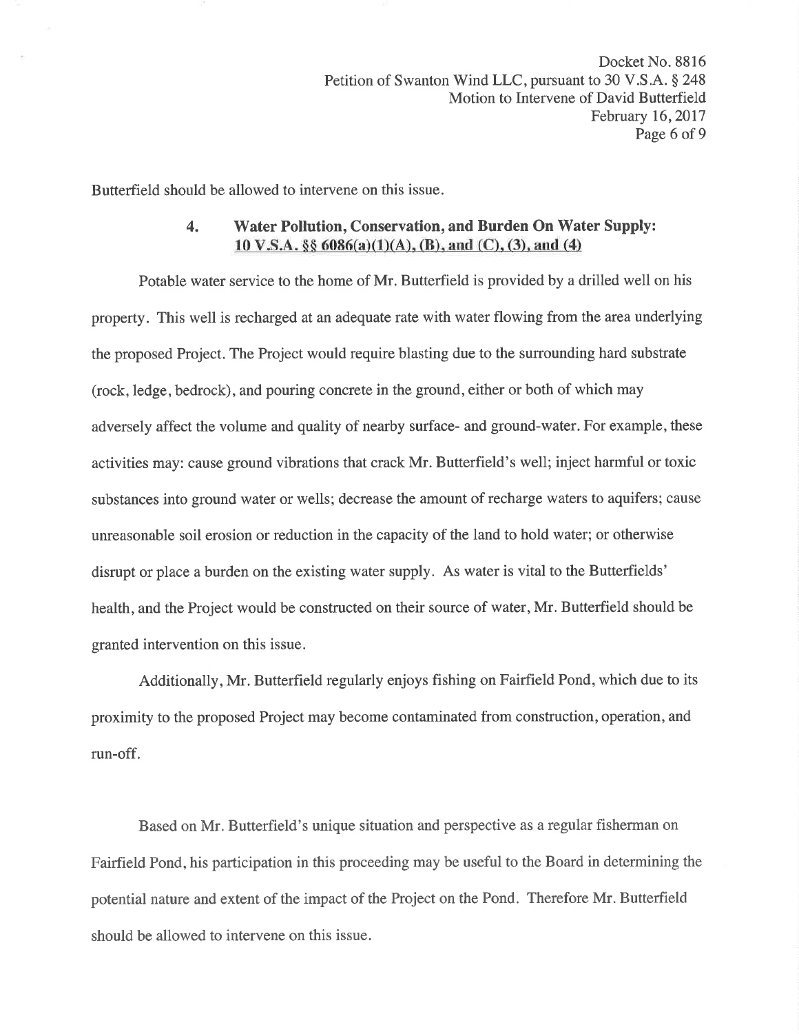Butterfield should be allowed to intervene on this issue.

### 4. Water Pollution, Conservation, and Burden On Water Supply: 10 V.S.A. §§ 6086(a)(1)(A), (B), and (C), (3), and (4)

Potable water service to the home of Mr. Butterfield is provided by a drilled well on his property. This well is recharged at an adequate rate with water flowing from the area underlying the proposed Project. The Project would require blasting due to the surrounding hard substrate (rock, ledge, bedrock), and pouring concrete in the ground, either or both of which may adversely affect the volume and quality of nearby surface- and ground-water. For example, these activities may: cause ground vibrations that crack Mr. Butterfield's well; inject harmful or toxic substances into ground water or wells; decrease the amount of recharge waters to aquifers; cause unreasonable soil erosion or reduction in the capacity of the land to hold water; or otherwise disrupt or place a burden on the existing water supply. As water is vital to the Butterfields' health, and the Project would be constructed on their source of water, Mr. Butterfield should be granted intervention on this issue.

Additionally, Mr. Butterfield regularly enjoys fishing on Fairfield Pond, which due to its proximity to the proposed Project may become contaminated from construction, operation, and run-off.

Based on Mr. Butterfield's unique situation and perspective as a regular fisherman on Fairfield Pond, his participation in this proceeding may be useful to the Board in determining the potential nature and extent of the impact of the Project on the Pond. Therefore Mr. Butterfield should be allowed to intervene on this issue.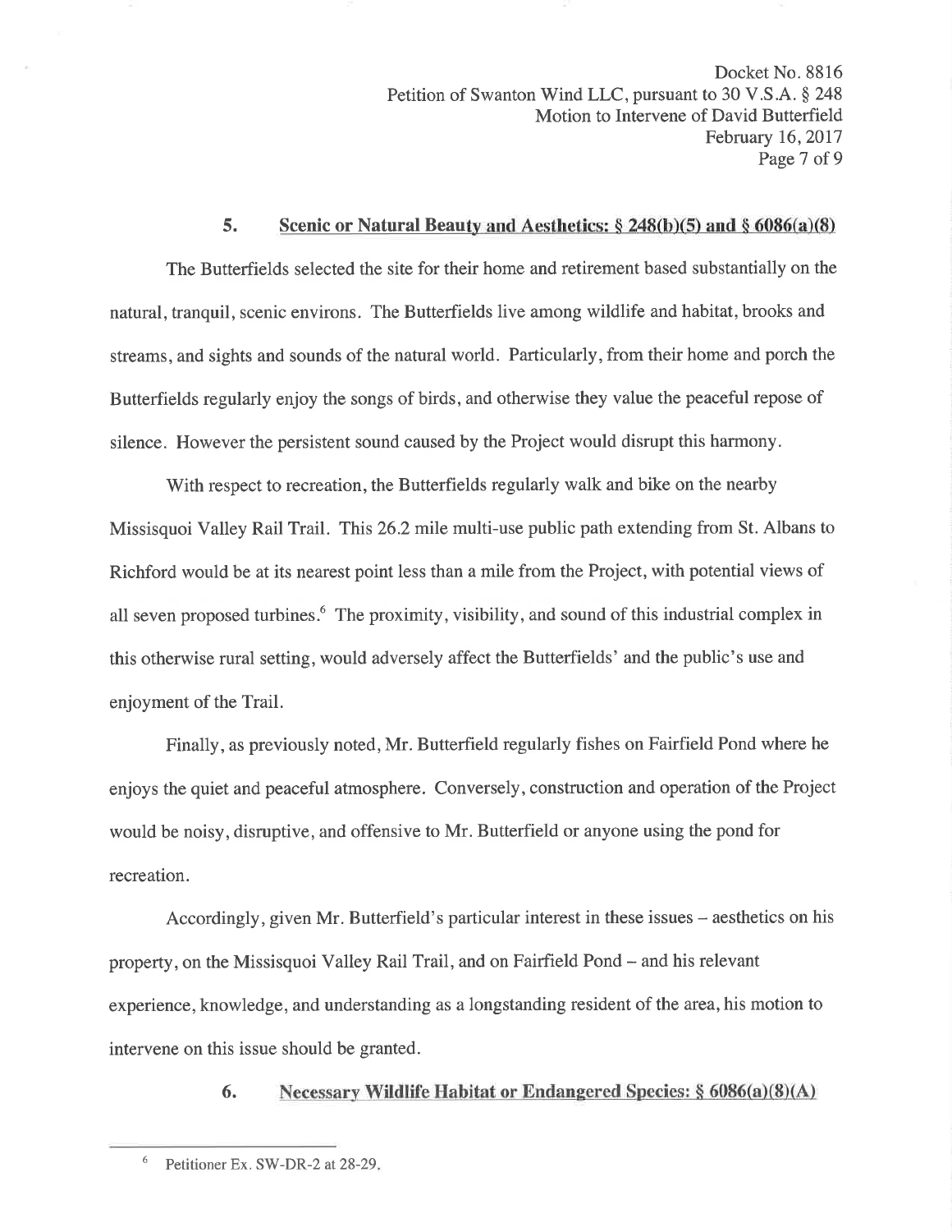## 5. Scenic or Natural Beauty and Aesthetics: § 248(b)(5) and § 6086(a)(8)

The Butterfields selected the site for their home and retirement based substantially on the natural, tranquil, scenic environs. The Butterfields live among wildlife and habitat, brooks and streams, and sights and sounds of the natural world. Particularly, from their home and porch the Butterfields regularly enjoy the songs of birds, and otherwise they value the peaceful repose of silence. However the persistent sound caused by the Project would disrupt this harmony.

With respect to recreation, the Butterfields regularly walk and bike on the nearby Missisquoi Valley Rail Trail. This 26.2 mile multi-use public path extending from St. Albans to Richford would be at its nearest point less than a mile from the Project, with potential views of all seven proposed turbines.[6] The proximity, visibility, and sound of this industrial complex in this otherwise rural setting, would adversely affect the Butterfields' and the public's use and enjoyment of the Trail.

Finally, as previously noted, Mr. Butterfield regularly fishes on Fairfield Pond where he enjoys the quiet and peaceful atmosphere. Conversely, construction and operation of the Project would be noisy, disruptive, and offensive to Mr. Butterfield or anyone using the pond for recreation.

Accordingly, given Mr. Butterfield's particular interest in these issues – aesthetics on his property, on the Missisquoi Valley Rail Trail, and on Fairfield Pond – and his relevant experience, knowledge, and understanding as a longstanding resident of the area, his motion to intervene on this issue should be granted.

## 6. Necessary Wildlife Habitat or Endangered Species: § 6086(a)(8)(A)

---

[6] Petitioner Ex. SW-DR-2 at 28-29.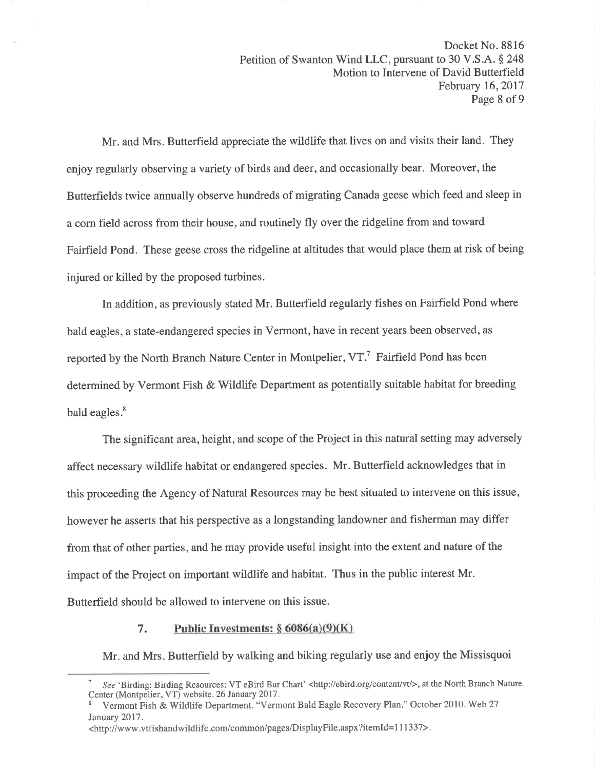Mr. and Mrs. Butterfield appreciate the wildlife that lives on and visits their land. They enjoy regularly observing a variety of birds and deer, and occasionally bear. Moreover, the Butterfields twice annually observe hundreds of migrating Canada geese which feed and sleep in a corn field across from their house, and routinely fly over the ridgeline from and toward Fairfield Pond. These geese cross the ridgeline at altitudes that would place them at risk of being injured or killed by the proposed turbines.

In addition, as previously stated Mr. Butterfield regularly fishes on Fairfield Pond where bald eagles, a state-endangered species in Vermont, have in recent years been observed, as reported by the North Branch Nature Center in Montpelier, VT.[7] Fairfield Pond has been determined by Vermont Fish & Wildlife Department as potentially suitable habitat for breeding bald eagles.[8]

The significant area, height, and scope of the Project in this natural setting may adversely affect necessary wildlife habitat or endangered species. Mr. Butterfield acknowledges that in this proceeding the Agency of Natural Resources may be best situated to intervene on this issue, however he asserts that his perspective as a longstanding landowner and fisherman may differ from that of other parties, and he may provide useful insight into the extent and nature of the impact of the Project on important wildlife and habitat. Thus in the public interest Mr. Butterfield should be allowed to intervene on this issue.

### 7. Public Investments: § 6086(a)(9)(K)

Mr. and Mrs. Butterfield by walking and biking regularly use and enjoy the Missisquoi

---

[7] *See* 'Birding: Birding Resources: VT eBird Bar Chart' <http://ebird.org/content/vt/>, at the North Branch Nature Center (Montpelier, VT) website. 26 January 2017.

[8] Vermont Fish & Wildlife Department. "Vermont Bald Eagle Recovery Plan." October 2010. Web 27 January 2017. <http://www.vtfishandwildlife.com/common/pages/DisplayFile.aspx?itemId=111337>.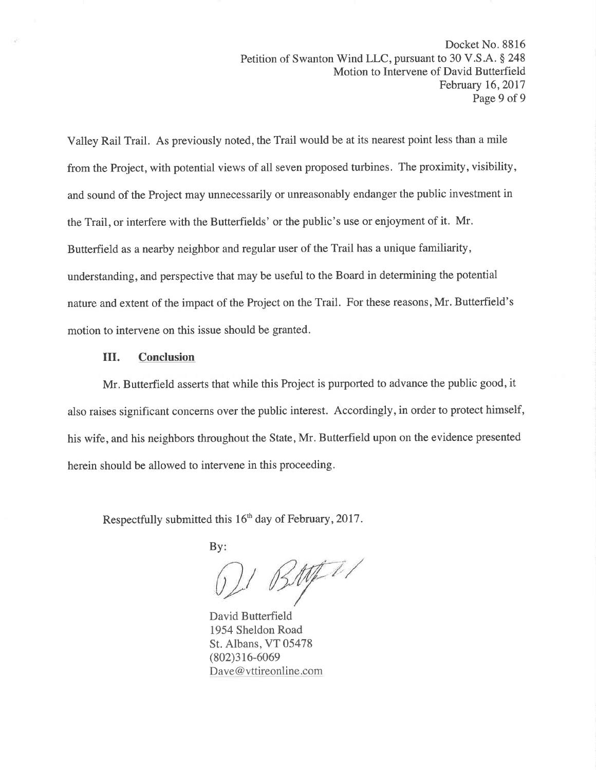Valley Rail Trail. As previously noted, the Trail would be at its nearest point less than a mile from the Project, with potential views of all seven proposed turbines. The proximity, visibility, and sound of the Project may unnecessarily or unreasonably endanger the public investment in the Trail, or interfere with the Butterfields' or the public's use or enjoyment of it. Mr. Butterfield as a nearby neighbor and regular user of the Trail has a unique familiarity, understanding, and perspective that may be useful to the Board in determining the potential nature and extent of the impact of the Project on the Trail. For these reasons, Mr. Butterfield's motion to intervene on this issue should be granted.

## III. Conclusion

Mr. Butterfield asserts that while this Project is purported to advance the public good, it also raises significant concerns over the public interest. Accordingly, in order to protect himself, his wife, and his neighbors throughout the State, Mr. Butterfield upon on the evidence presented herein should be allowed to intervene in this proceeding.

Respectfully submitted this 16th day of February, 2017.

By:

David Butterfield
1954 Sheldon Road
St. Albans, VT 05478
(802)316-6069
Dave@vttireonline.com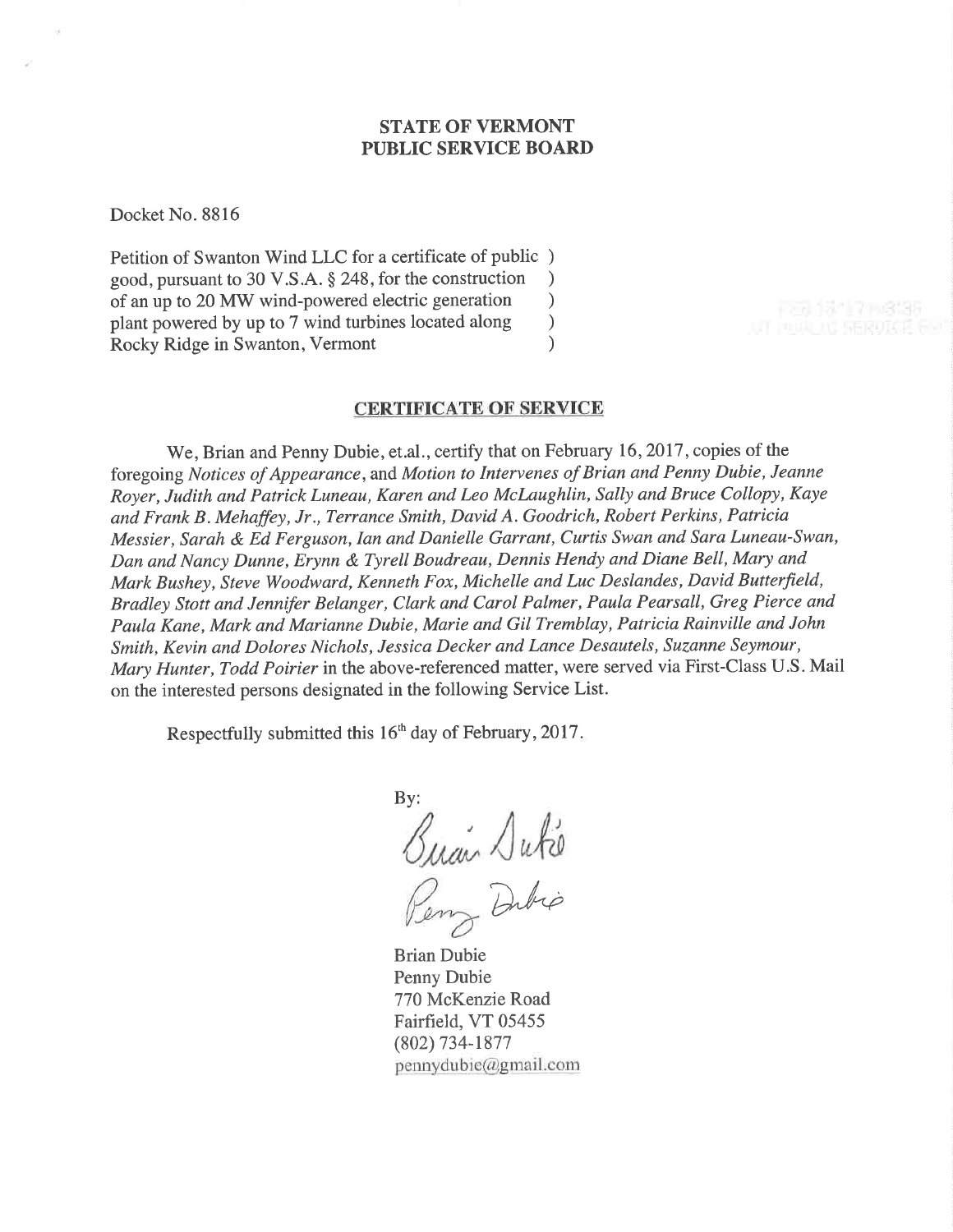## STATE OF VERMONT
## PUBLIC SERVICE BOARD

Docket No. 8816

Petition of Swanton Wind LLC for a certificate of public )
good, pursuant to 30 V.S.A. § 248, for the construction )
of an up to 20 MW wind-powered electric generation )
plant powered by up to 7 wind turbines located along )
Rocky Ridge in Swanton, Vermont )

### CERTIFICATE OF SERVICE

We, Brian and Penny Dubie, et.al., certify that on February 16, 2017, copies of the foregoing *Notices of Appearance*, and *Motion to Intervenes of Brian and Penny Dubie, Jeanne Royer, Judith and Patrick Luneau, Karen and Leo McLaughlin, Sally and Bruce Collopy, Kaye and Frank B. Mehaffey, Jr., Terrance Smith, David A. Goodrich, Robert Perkins, Patricia Messier, Sarah & Ed Ferguson, Ian and Danielle Garrant, Curtis Swan and Sara Luneau-Swan, Dan and Nancy Dunne, Erynn & Tyrell Boudreau, Dennis Hendy and Diane Bell, Mary and Mark Bushey, Steve Woodward, Kenneth Fox, Michelle and Luc Deslandes, David Butterfield, Bradley Stott and Jennifer Belanger, Clark and Carol Palmer, Paula Pearsall, Greg Pierce and Paula Kane, Mark and Marianne Dubie, Marie and Gil Tremblay, Patricia Rainville and John Smith, Kevin and Dolores Nichols, Jessica Decker and Lance Desautels, Suzanne Seymour, Mary Hunter, Todd Poirier* in the above-referenced matter, were served via First-Class U.S. Mail on the interested persons designated in the following Service List.

Respectfully submitted this 16th day of February, 2017.

By:

Brian Dubie
Penny Dubie
770 McKenzie Road
Fairfield, VT 05455
(802) 734-1877
pennydubie@gmail.com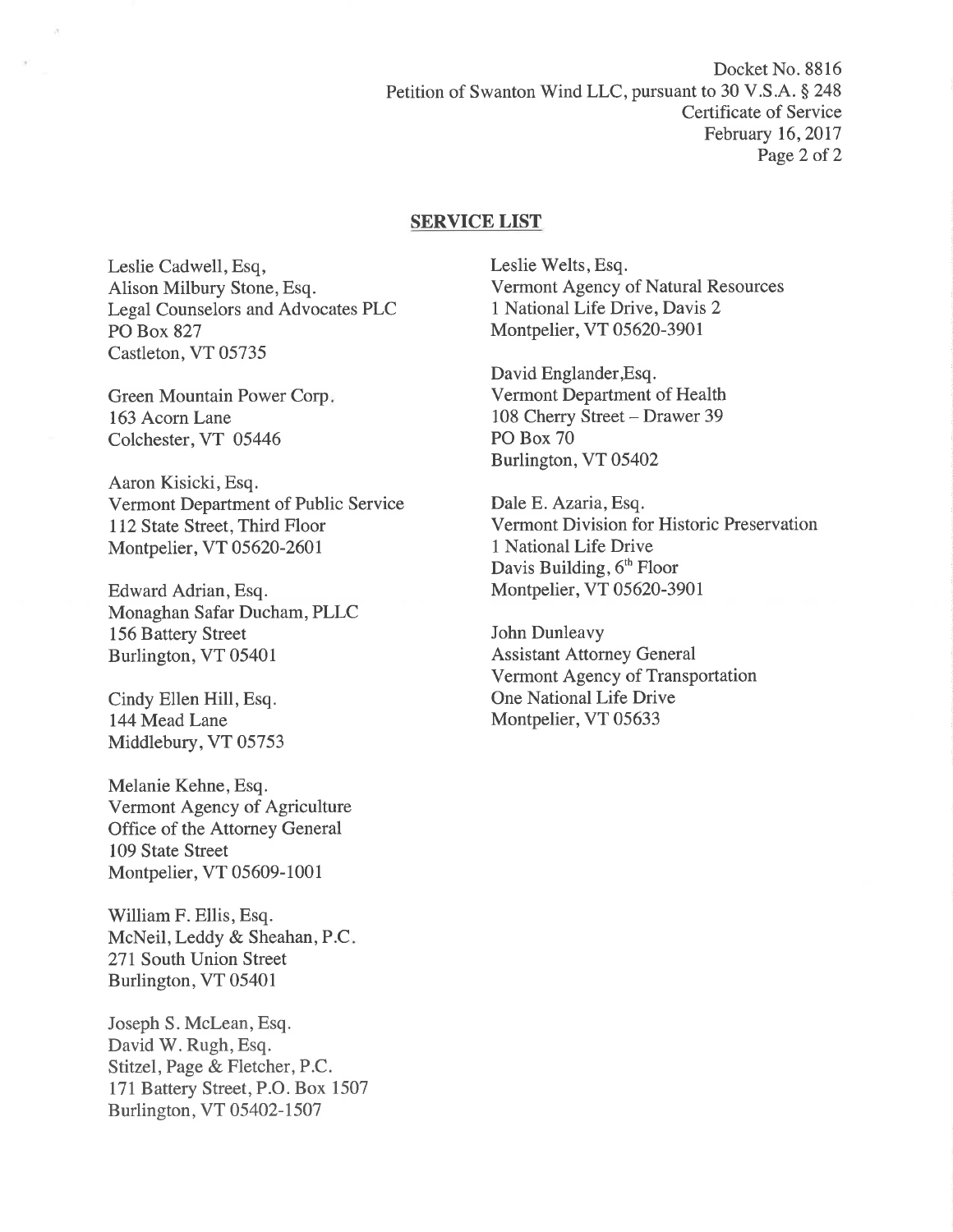## SERVICE LIST

Leslie Cadwell, Esq,
Alison Milbury Stone, Esq.
Legal Counselors and Advocates PLC
PO Box 827
Castleton, VT 05735

Green Mountain Power Corp.
163 Acorn Lane
Colchester, VT 05446

Aaron Kisicki, Esq.
Vermont Department of Public Service
112 State Street, Third Floor
Montpelier, VT 05620-2601

Edward Adrian, Esq.
Monaghan Safar Ducham, PLLC
156 Battery Street
Burlington, VT 05401

Cindy Ellen Hill, Esq.
144 Mead Lane
Middlebury, VT 05753

Melanie Kehne, Esq.
Vermont Agency of Agriculture
Office of the Attorney General
109 State Street
Montpelier, VT 05609-1001

William F. Ellis, Esq.
McNeil, Leddy & Sheahan, P.C.
271 South Union Street
Burlington, VT 05401

Joseph S. McLean, Esq.
David W. Rugh, Esq.
Stitzel, Page & Fletcher, P.C.
171 Battery Street, P.O. Box 1507
Burlington, VT 05402-1507

Leslie Welts, Esq.
Vermont Agency of Natural Resources
1 National Life Drive, Davis 2
Montpelier, VT 05620-3901

David Englander,Esq.
Vermont Department of Health
108 Cherry Street – Drawer 39
PO Box 70
Burlington, VT 05402

Dale E. Azaria, Esq.
Vermont Division for Historic Preservation
1 National Life Drive
Davis Building, 6th Floor
Montpelier, VT 05620-3901

John Dunleavy
Assistant Attorney General
Vermont Agency of Transportation
One National Life Drive
Montpelier, VT 05633